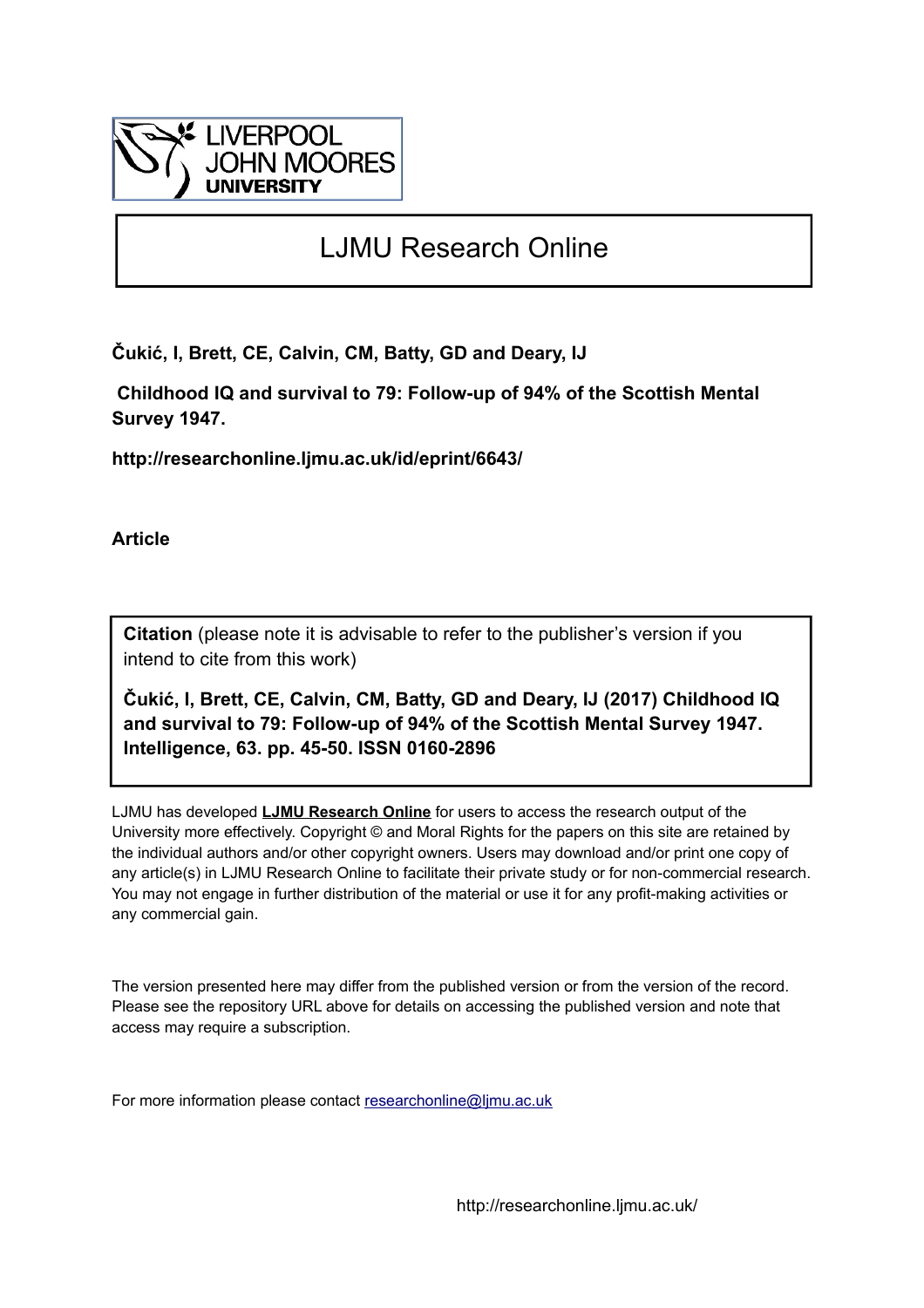# LJMU Research Online

**Čukić, I, Brett, CE, Calvin, CM, Batty, GD and Deary, IJ**

**Childhood IQ and survival to 79: Follow-up of 94% of the Scottish Mental Survey 1947.**

**http://researchonline.ljmu.ac.uk/id/eprint/6643/**

**Article**

**Citation** (please note it is advisable to refer to the publisher's version if you intend to cite from this work)

**Čukić, I, Brett, CE, Calvin, CM, Batty, GD and Deary, IJ (2017) Childhood IQ and survival to 79: Follow-up of 94% of the Scottish Mental Survey 1947. Intelligence, 63. pp. 45-50. ISSN 0160-2896**

LJMU has developed **LJMU Research Online** for users to access the research output of the University more effectively. Copyright © and Moral Rights for the papers on this site are retained by the individual authors and/or other copyright owners. Users may download and/or print one copy of any article(s) in LJMU Research Online to facilitate their private study or for non-commercial research. You may not engage in further distribution of the material or use it for any profit-making activities or any commercial gain.

The version presented here may differ from the published version or from the version of the record. Please see the repository URL above for details on accessing the published version and note that access may require a subscription.

For more information please contact researchonline@ljmu.ac.uk

http://researchonline.ljmu.ac.uk/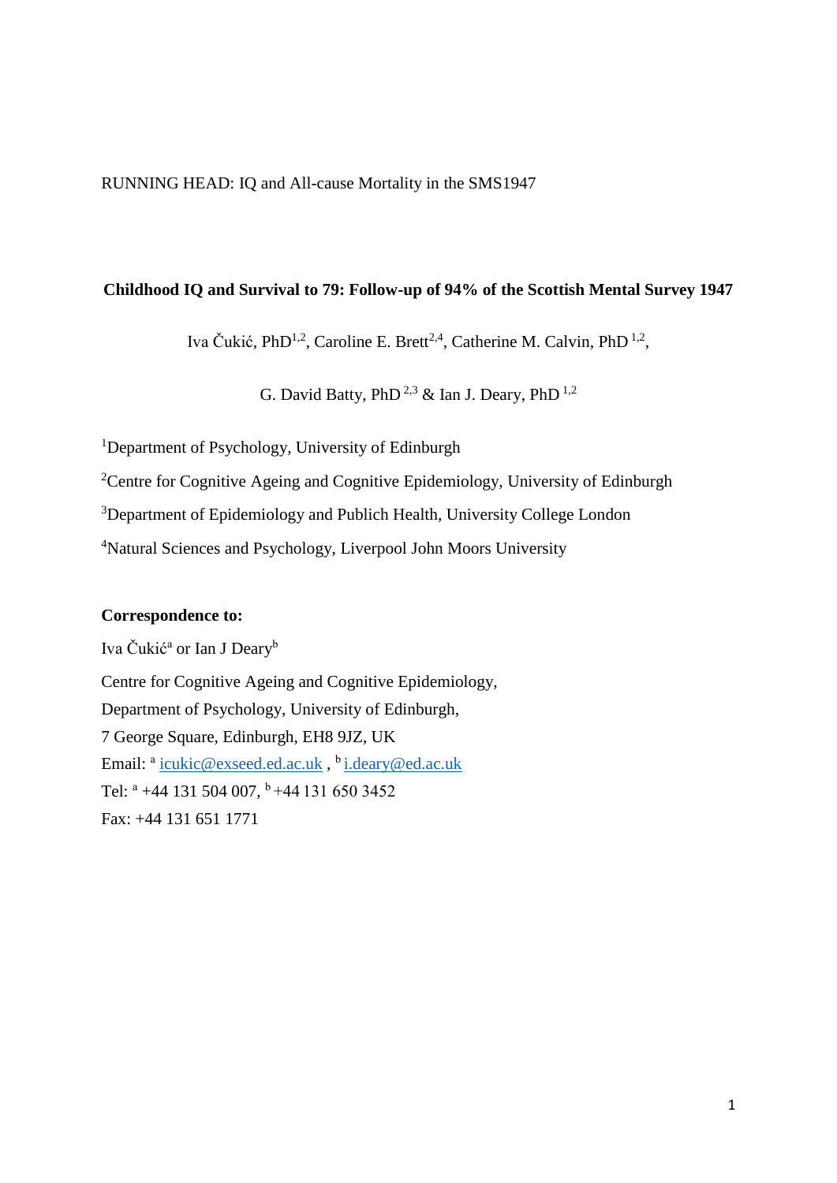RUNNING HEAD: IQ and All-cause Mortality in the SMS1947

**Childhood IQ and Survival to 79: Follow-up of 94% of the Scottish Mental Survey 1947**

Iva Čukić, PhD[1,2], Caroline E. Brett[2,4], Catherine M. Calvin, PhD [1,2],

G. David Batty, PhD [2,3] & Ian J. Deary, PhD [1,2]

[1]Department of Psychology, University of Edinburgh

[2]Centre for Cognitive Ageing and Cognitive Epidemiology, University of Edinburgh

[3]Department of Epidemiology and Publich Health, University College London

[4]Natural Sciences and Psychology, Liverpool John Moors University

**Correspondence to:**

Iva Čukić[a] or Ian J Deary[b]

Centre for Cognitive Ageing and Cognitive Epidemiology,
Department of Psychology, University of Edinburgh,
7 George Square, Edinburgh, EH8 9JZ, UK
Email: [a] icukic@exseed.ed.ac.uk , [b] i.deary@ed.ac.uk
Tel: [a] +44 131 504 007, [b] +44 131 650 3452
Fax: +44 131 651 1771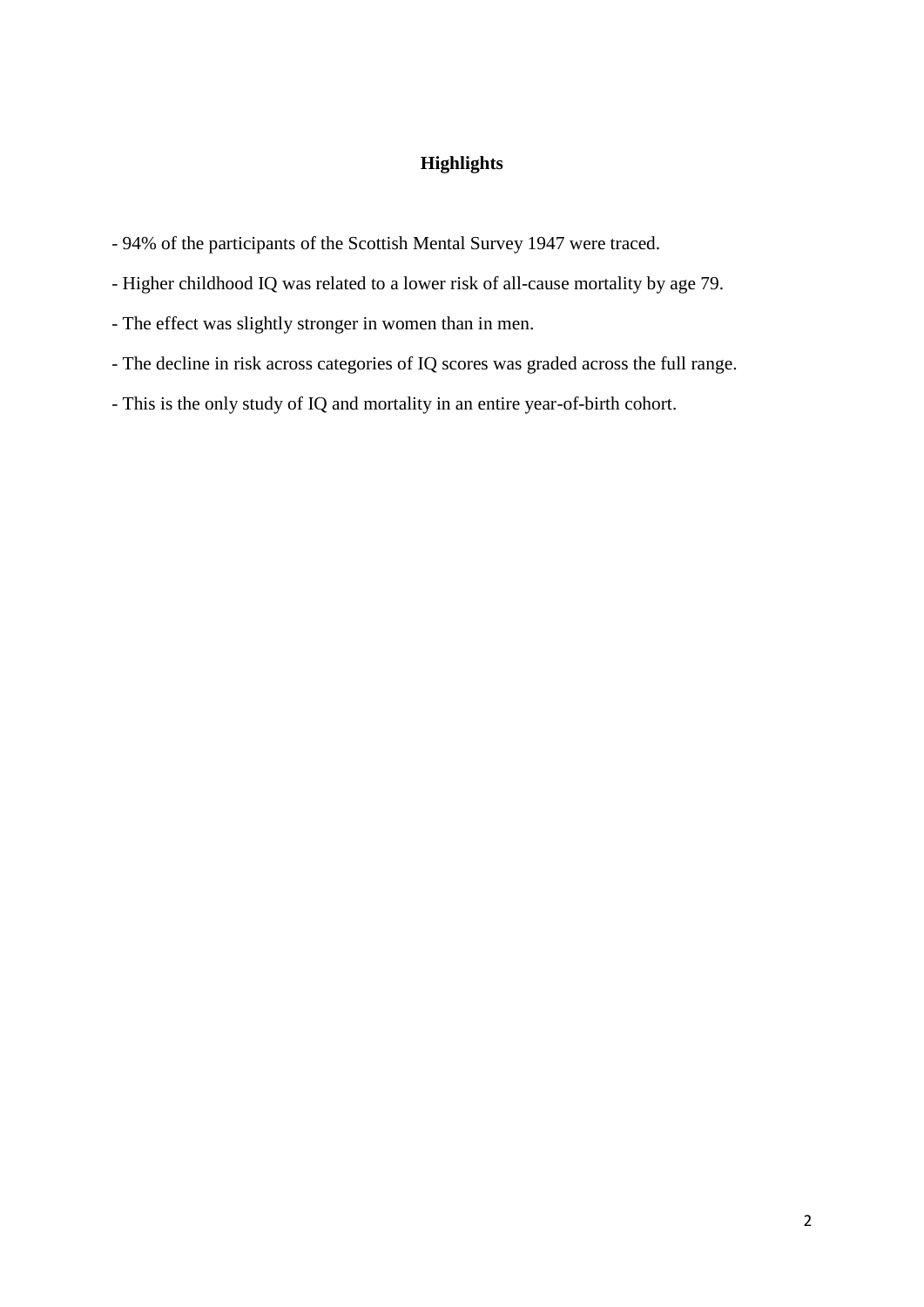## Highlights

- 94% of the participants of the Scottish Mental Survey 1947 were traced.
- Higher childhood IQ was related to a lower risk of all-cause mortality by age 79.
- The effect was slightly stronger in women than in men.
- The decline in risk across categories of IQ scores was graded across the full range.
- This is the only study of IQ and mortality in an entire year-of-birth cohort.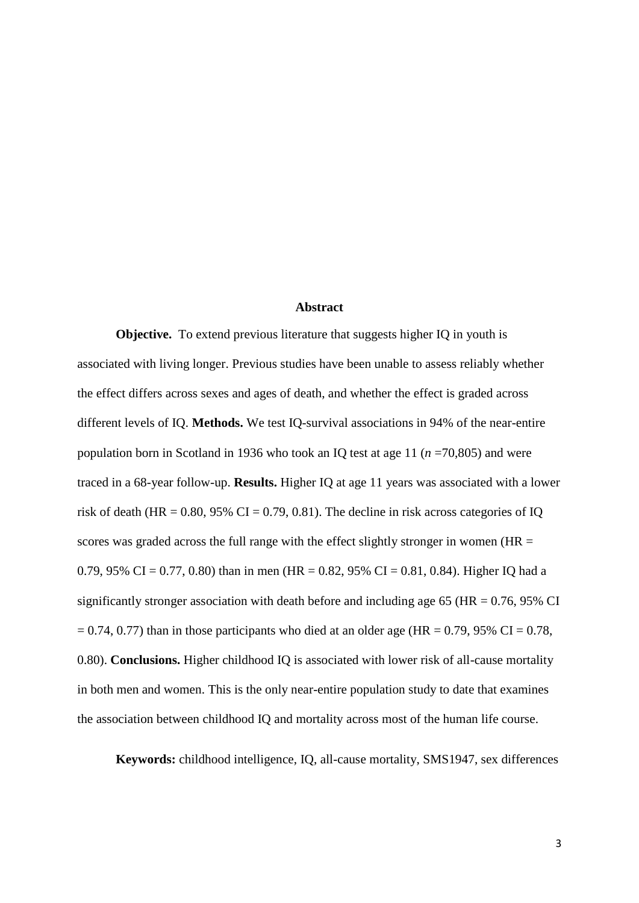## Abstract

**Objective.** To extend previous literature that suggests higher IQ in youth is associated with living longer. Previous studies have been unable to assess reliably whether the effect differs across sexes and ages of death, and whether the effect is graded across different levels of IQ. **Methods.** We test IQ-survival associations in 94% of the near-entire population born in Scotland in 1936 who took an IQ test at age 11 ($n$ =70,805) and were traced in a 68-year follow-up. **Results.** Higher IQ at age 11 years was associated with a lower risk of death (HR = 0.80, 95% CI = 0.79, 0.81). The decline in risk across categories of IQ scores was graded across the full range with the effect slightly stronger in women (HR = 0.79, 95% CI = 0.77, 0.80) than in men (HR = 0.82, 95% CI = 0.81, 0.84). Higher IQ had a significantly stronger association with death before and including age 65 (HR = 0.76, 95% CI = 0.74, 0.77) than in those participants who died at an older age (HR = 0.79, 95% CI = 0.78, 0.80). **Conclusions.** Higher childhood IQ is associated with lower risk of all-cause mortality in both men and women. This is the only near-entire population study to date that examines the association between childhood IQ and mortality across most of the human life course.

**Keywords:** childhood intelligence, IQ, all-cause mortality, SMS1947, sex differences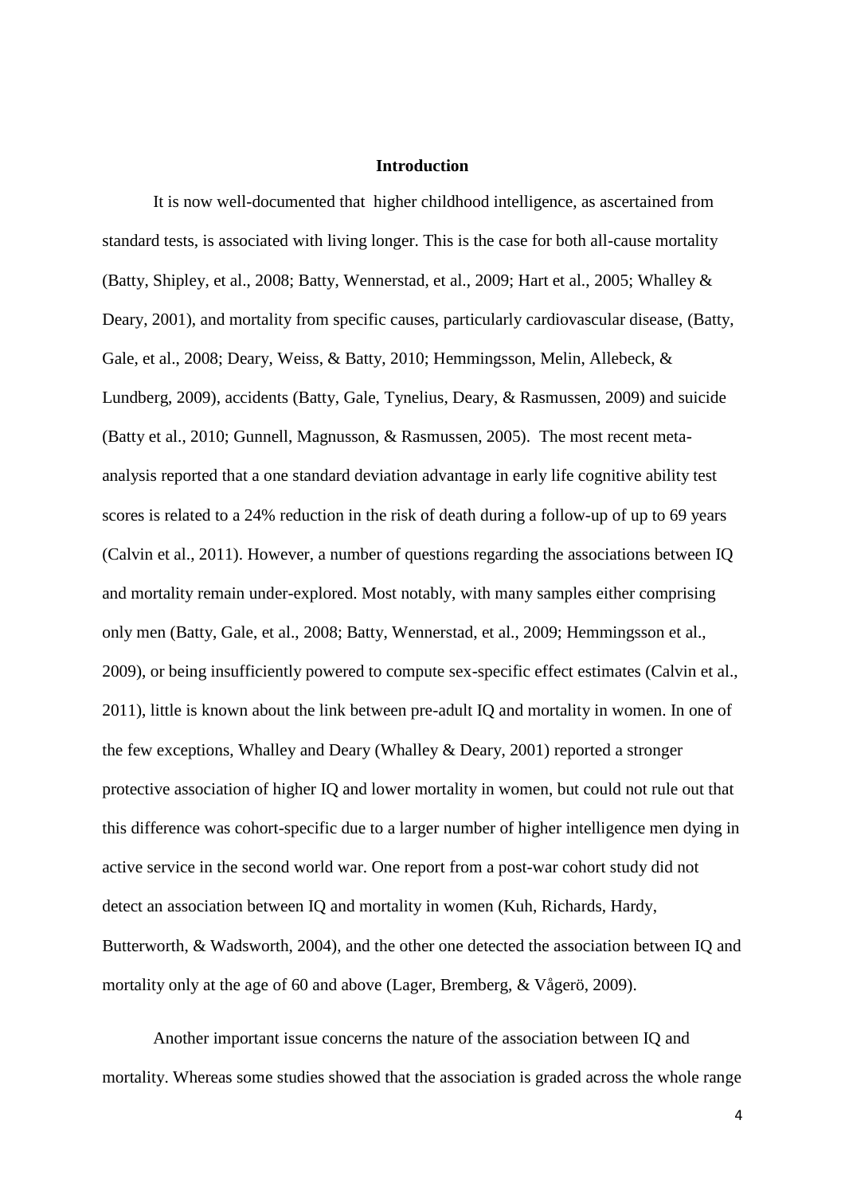## Introduction

It is now well-documented that higher childhood intelligence, as ascertained from standard tests, is associated with living longer. This is the case for both all-cause mortality (Batty, Shipley, et al., 2008; Batty, Wennerstad, et al., 2009; Hart et al., 2005; Whalley & Deary, 2001), and mortality from specific causes, particularly cardiovascular disease, (Batty, Gale, et al., 2008; Deary, Weiss, & Batty, 2010; Hemmingsson, Melin, Allebeck, & Lundberg, 2009), accidents (Batty, Gale, Tynelius, Deary, & Rasmussen, 2009) and suicide (Batty et al., 2010; Gunnell, Magnusson, & Rasmussen, 2005). The most recent meta-analysis reported that a one standard deviation advantage in early life cognitive ability test scores is related to a 24% reduction in the risk of death during a follow-up of up to 69 years (Calvin et al., 2011). However, a number of questions regarding the associations between IQ and mortality remain under-explored. Most notably, with many samples either comprising only men (Batty, Gale, et al., 2008; Batty, Wennerstad, et al., 2009; Hemmingsson et al., 2009), or being insufficiently powered to compute sex-specific effect estimates (Calvin et al., 2011), little is known about the link between pre-adult IQ and mortality in women. In one of the few exceptions, Whalley and Deary (Whalley & Deary, 2001) reported a stronger protective association of higher IQ and lower mortality in women, but could not rule out that this difference was cohort-specific due to a larger number of higher intelligence men dying in active service in the second world war. One report from a post-war cohort study did not detect an association between IQ and mortality in women (Kuh, Richards, Hardy, Butterworth, & Wadsworth, 2004), and the other one detected the association between IQ and mortality only at the age of 60 and above (Lager, Bremberg, & Vågerö, 2009).

Another important issue concerns the nature of the association between IQ and mortality. Whereas some studies showed that the association is graded across the whole range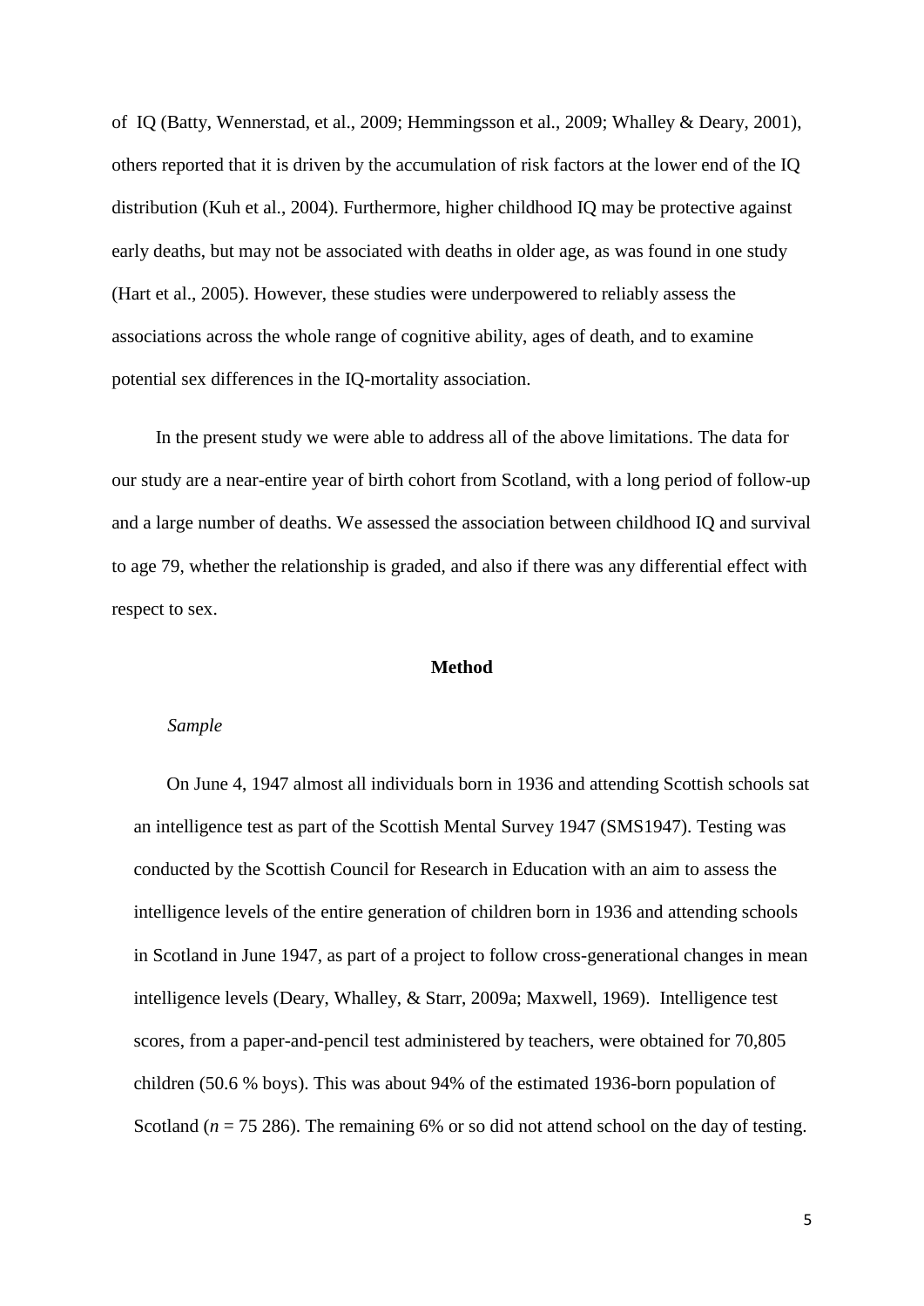of IQ (Batty, Wennerstad, et al., 2009; Hemmingsson et al., 2009; Whalley & Deary, 2001), others reported that it is driven by the accumulation of risk factors at the lower end of the IQ distribution (Kuh et al., 2004). Furthermore, higher childhood IQ may be protective against early deaths, but may not be associated with deaths in older age, as was found in one study (Hart et al., 2005). However, these studies were underpowered to reliably assess the associations across the whole range of cognitive ability, ages of death, and to examine potential sex differences in the IQ-mortality association.

In the present study we were able to address all of the above limitations. The data for our study are a near-entire year of birth cohort from Scotland, with a long period of follow-up and a large number of deaths. We assessed the association between childhood IQ and survival to age 79, whether the relationship is graded, and also if there was any differential effect with respect to sex.

## Method

### *Sample*

On June 4, 1947 almost all individuals born in 1936 and attending Scottish schools sat an intelligence test as part of the Scottish Mental Survey 1947 (SMS1947). Testing was conducted by the Scottish Council for Research in Education with an aim to assess the intelligence levels of the entire generation of children born in 1936 and attending schools in Scotland in June 1947, as part of a project to follow cross-generational changes in mean intelligence levels (Deary, Whalley, & Starr, 2009a; Maxwell, 1969). Intelligence test scores, from a paper-and-pencil test administered by teachers, were obtained for 70,805 children (50.6 % boys). This was about 94% of the estimated 1936-born population of Scotland (*n* = 75 286). The remaining 6% or so did not attend school on the day of testing.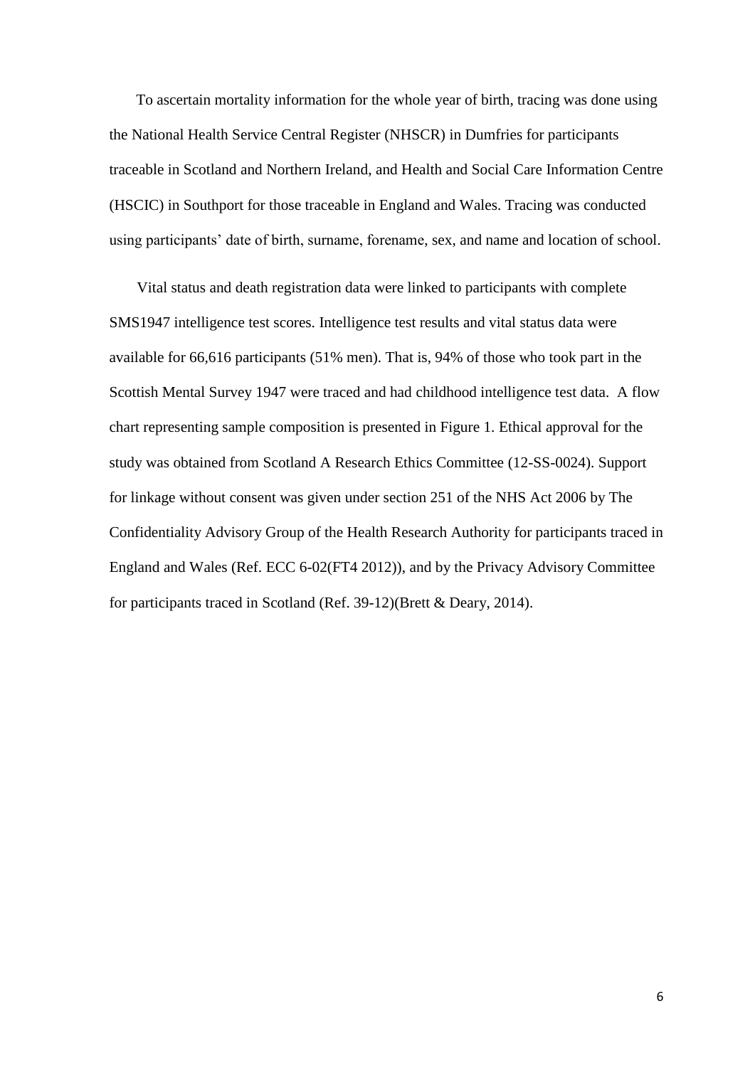To ascertain mortality information for the whole year of birth, tracing was done using the National Health Service Central Register (NHSCR) in Dumfries for participants traceable in Scotland and Northern Ireland, and Health and Social Care Information Centre (HSCIC) in Southport for those traceable in England and Wales. Tracing was conducted using participants' date of birth, surname, forename, sex, and name and location of school.

Vital status and death registration data were linked to participants with complete SMS1947 intelligence test scores. Intelligence test results and vital status data were available for 66,616 participants (51% men). That is, 94% of those who took part in the Scottish Mental Survey 1947 were traced and had childhood intelligence test data. A flow chart representing sample composition is presented in Figure 1. Ethical approval for the study was obtained from Scotland A Research Ethics Committee (12-SS-0024). Support for linkage without consent was given under section 251 of the NHS Act 2006 by The Confidentiality Advisory Group of the Health Research Authority for participants traced in England and Wales (Ref. ECC 6-02(FT4 2012)), and by the Privacy Advisory Committee for participants traced in Scotland (Ref. 39-12)(Brett & Deary, 2014).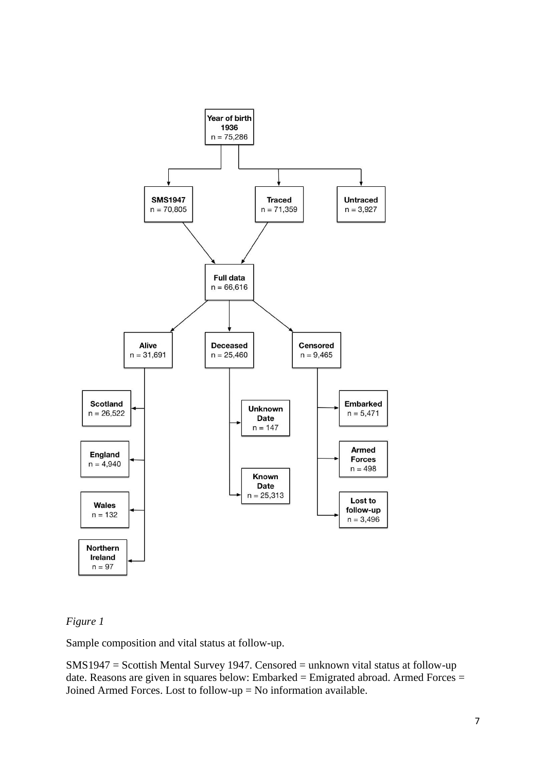*Figure 1*

Sample composition and vital status at follow-up.

SMS1947 = Scottish Mental Survey 1947. Censored = unknown vital status at follow-up date. Reasons are given in squares below: Embarked = Emigrated abroad. Armed Forces = Joined Armed Forces. Lost to follow-up = No information available.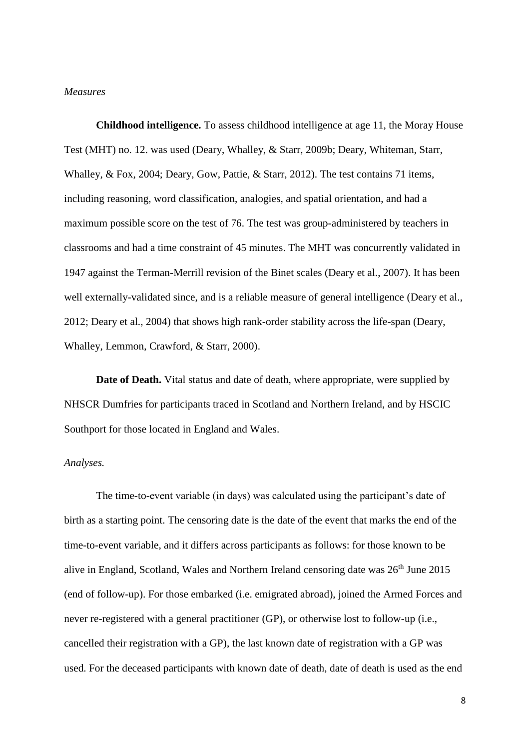*Measures*

**Childhood intelligence.** To assess childhood intelligence at age 11, the Moray House Test (MHT) no. 12. was used (Deary, Whalley, & Starr, 2009b; Deary, Whiteman, Starr, Whalley, & Fox, 2004; Deary, Gow, Pattie, & Starr, 2012). The test contains 71 items, including reasoning, word classification, analogies, and spatial orientation, and had a maximum possible score on the test of 76. The test was group-administered by teachers in classrooms and had a time constraint of 45 minutes. The MHT was concurrently validated in 1947 against the Terman-Merrill revision of the Binet scales (Deary et al., 2007). It has been well externally-validated since, and is a reliable measure of general intelligence (Deary et al., 2012; Deary et al., 2004) that shows high rank-order stability across the life-span (Deary, Whalley, Lemmon, Crawford, & Starr, 2000).

**Date of Death.** Vital status and date of death, where appropriate, were supplied by NHSCR Dumfries for participants traced in Scotland and Northern Ireland, and by HSCIC Southport for those located in England and Wales.

*Analyses.*

The time-to-event variable (in days) was calculated using the participant's date of birth as a starting point. The censoring date is the date of the event that marks the end of the time-to-event variable, and it differs across participants as follows: for those known to be alive in England, Scotland, Wales and Northern Ireland censoring date was 26th June 2015 (end of follow-up). For those embarked (i.e. emigrated abroad), joined the Armed Forces and never re-registered with a general practitioner (GP), or otherwise lost to follow-up (i.e., cancelled their registration with a GP), the last known date of registration with a GP was used. For the deceased participants with known date of death, date of death is used as the end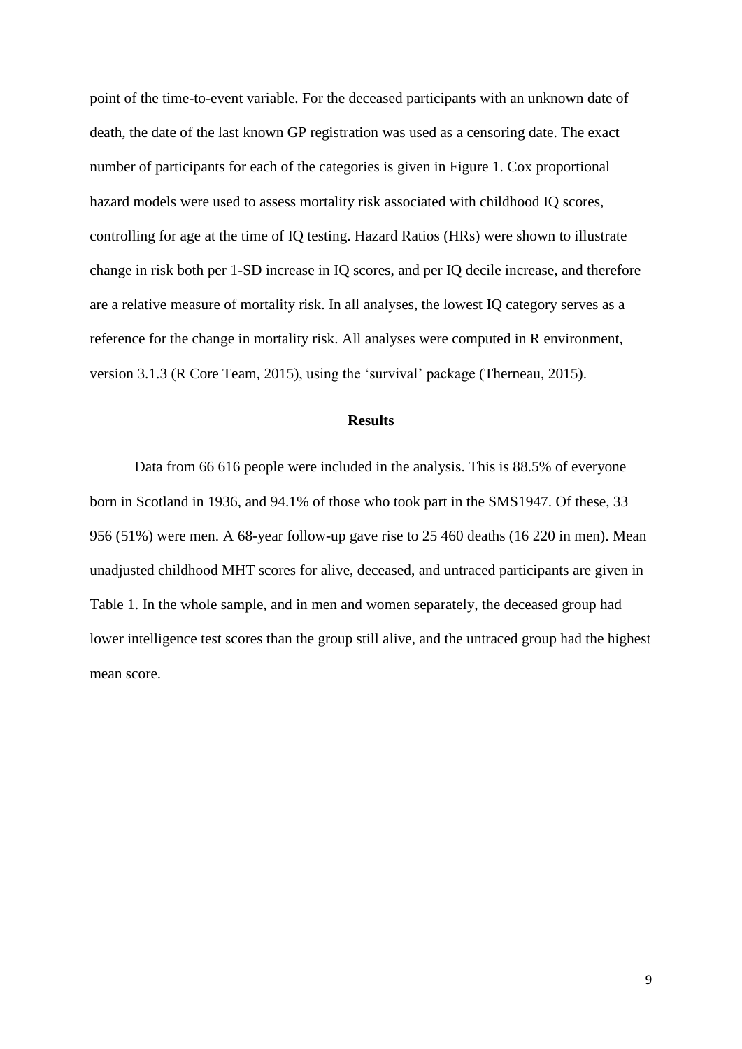point of the time-to-event variable. For the deceased participants with an unknown date of death, the date of the last known GP registration was used as a censoring date. The exact number of participants for each of the categories is given in Figure 1. Cox proportional hazard models were used to assess mortality risk associated with childhood IQ scores, controlling for age at the time of IQ testing. Hazard Ratios (HRs) were shown to illustrate change in risk both per 1-SD increase in IQ scores, and per IQ decile increase, and therefore are a relative measure of mortality risk. In all analyses, the lowest IQ category serves as a reference for the change in mortality risk. All analyses were computed in R environment, version 3.1.3 (R Core Team, 2015), using the 'survival' package (Therneau, 2015).

## Results

Data from 66 616 people were included in the analysis. This is 88.5% of everyone born in Scotland in 1936, and 94.1% of those who took part in the SMS1947. Of these, 33 956 (51%) were men. A 68-year follow-up gave rise to 25 460 deaths (16 220 in men). Mean unadjusted childhood MHT scores for alive, deceased, and untraced participants are given in Table 1. In the whole sample, and in men and women separately, the deceased group had lower intelligence test scores than the group still alive, and the untraced group had the highest mean score.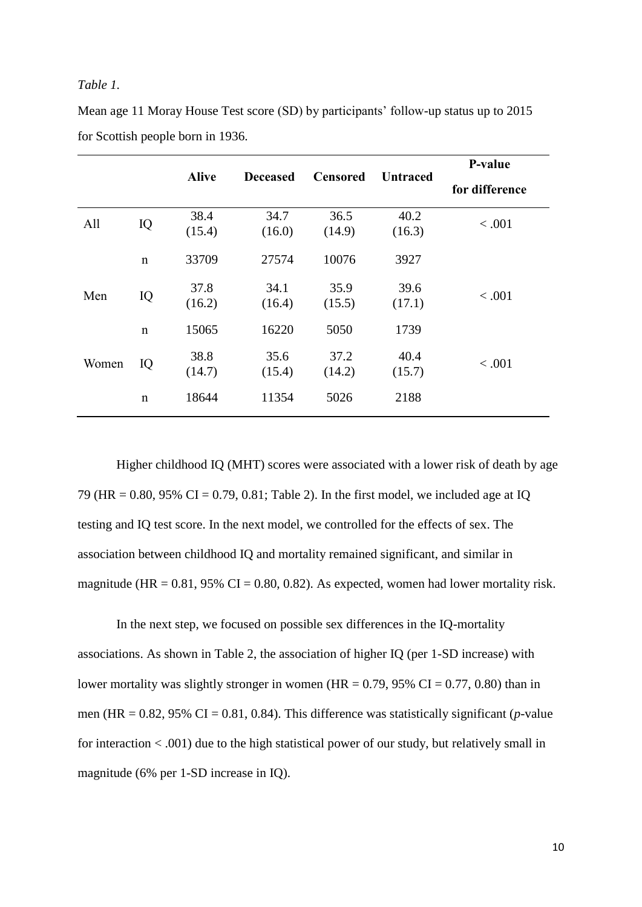*Table 1.*

Mean age 11 Moray House Test score (SD) by participants' follow-up status up to 2015 for Scottish people born in 1936.

| | | Alive | Deceased | Censored | Untraced | P-value for difference |
|---|---|---|---|---|---|---|
| All | IQ | 38.4 (15.4) | 34.7 (16.0) | 36.5 (14.9) | 40.2 (16.3) | < .001 |
| | n | 33709 | 27574 | 10076 | 3927 | |
| Men | IQ | 37.8 (16.2) | 34.1 (16.4) | 35.9 (15.5) | 39.6 (17.1) | < .001 |
| | n | 15065 | 16220 | 5050 | 1739 | |
| Women | IQ | 38.8 (14.7) | 35.6 (15.4) | 37.2 (14.2) | 40.4 (15.7) | < .001 |
| | n | 18644 | 11354 | 5026 | 2188 | |

Higher childhood IQ (MHT) scores were associated with a lower risk of death by age 79 (HR = 0.80, 95% CI = 0.79, 0.81; Table 2). In the first model, we included age at IQ testing and IQ test score. In the next model, we controlled for the effects of sex. The association between childhood IQ and mortality remained significant, and similar in magnitude (HR = 0.81, 95% CI = 0.80, 0.82). As expected, women had lower mortality risk.

In the next step, we focused on possible sex differences in the IQ-mortality associations. As shown in Table 2, the association of higher IQ (per 1-SD increase) with lower mortality was slightly stronger in women (HR = 0.79, 95% CI = 0.77, 0.80) than in men (HR = 0.82, 95% CI = 0.81, 0.84). This difference was statistically significant (*p*-value for interaction < .001) due to the high statistical power of our study, but relatively small in magnitude (6% per 1-SD increase in IQ).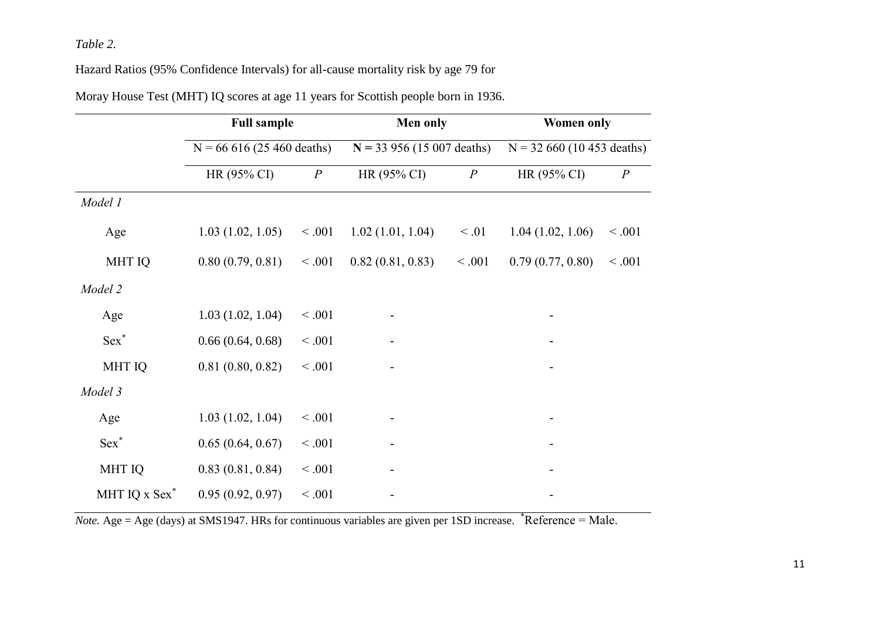*Table 2.*

Hazard Ratios (95% Confidence Intervals) for all-cause mortality risk by age 79 for Moray House Test (MHT) IQ scores at age 11 years for Scottish people born in 1936.

| | **Full sample** | | **Men only** | | **Women only** | |
|---|---|---|---|---|---|---|
| | N = 66 616 (25 460 deaths) | | **N =** 33 956 (15 007 deaths) | | N = 32 660 (10 453 deaths) | |
| | HR (95% CI) | *P* | HR (95% CI) | *P* | HR (95% CI) | *P* |
| *Model 1* | | | | | | |
| Age | 1.03 (1.02, 1.05) | < .001 | 1.02 (1.01, 1.04) | < .01 | 1.04 (1.02, 1.06) | < .001 |
| MHT IQ | 0.80 (0.79, 0.81) | < .001 | 0.82 (0.81, 0.83) | < .001 | 0.79 (0.77, 0.80) | < .001 |
| *Model 2* | | | | | | |
| Age | 1.03 (1.02, 1.04) | < .001 | - | | - | |
| Sex* | 0.66 (0.64, 0.68) | < .001 | - | | - | |
| MHT IQ | 0.81 (0.80, 0.82) | < .001 | - | | - | |
| *Model 3* | | | | | | |
| Age | 1.03 (1.02, 1.04) | < .001 | - | | - | |
| Sex* | 0.65 (0.64, 0.67) | < .001 | - | | - | |
| MHT IQ | 0.83 (0.81, 0.84) | < .001 | - | | - | |
| MHT IQ x Sex* | 0.95 (0.92, 0.97) | < .001 | - | | - | |

*Note.* Age = Age (days) at SMS1947. HRs for continuous variables are given per 1SD increase. *Reference = Male.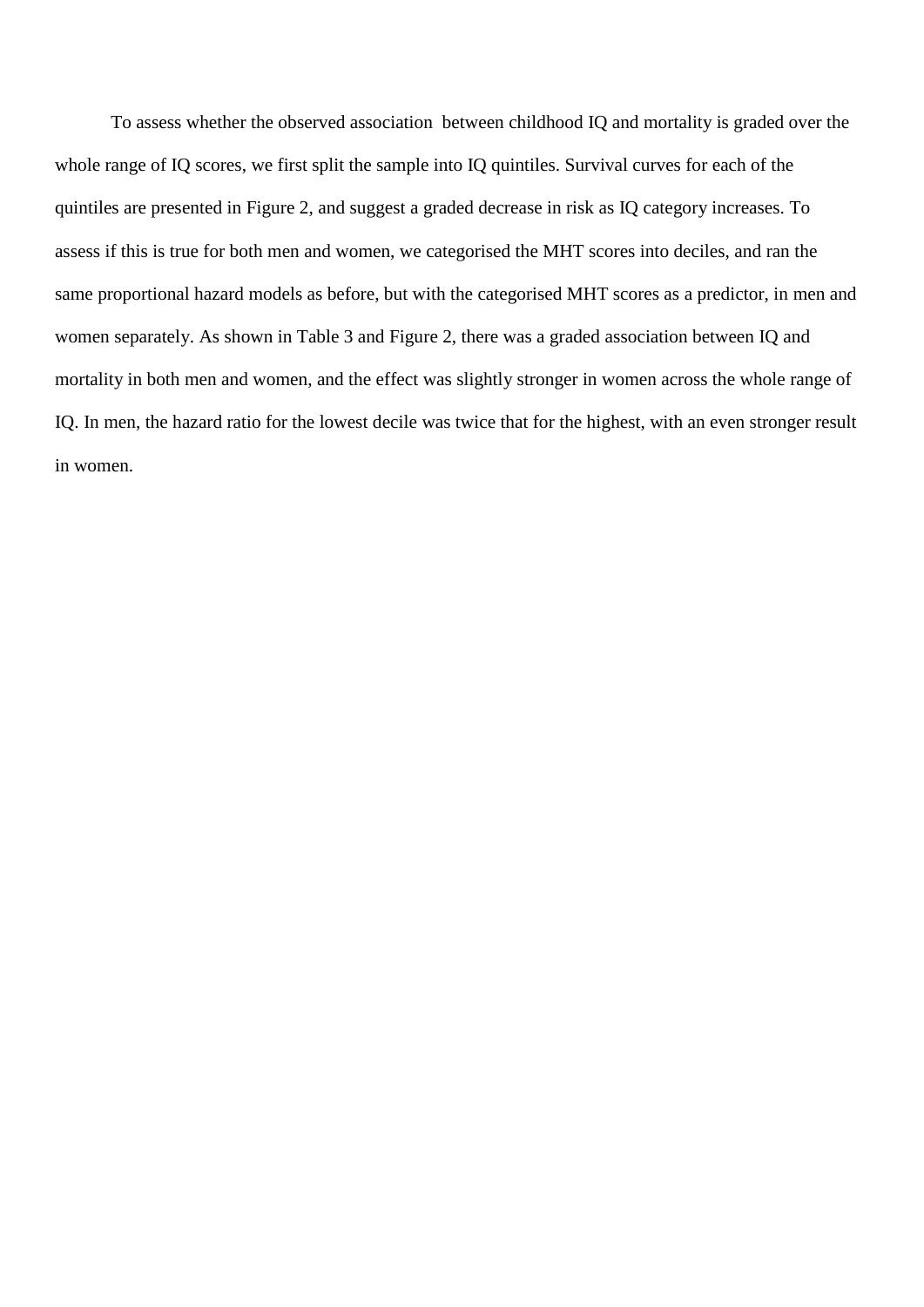To assess whether the observed association between childhood IQ and mortality is graded over the whole range of IQ scores, we first split the sample into IQ quintiles. Survival curves for each of the quintiles are presented in Figure 2, and suggest a graded decrease in risk as IQ category increases. To assess if this is true for both men and women, we categorised the MHT scores into deciles, and ran the same proportional hazard models as before, but with the categorised MHT scores as a predictor, in men and women separately. As shown in Table 3 and Figure 2, there was a graded association between IQ and mortality in both men and women, and the effect was slightly stronger in women across the whole range of IQ. In men, the hazard ratio for the lowest decile was twice that for the highest, with an even stronger result in women.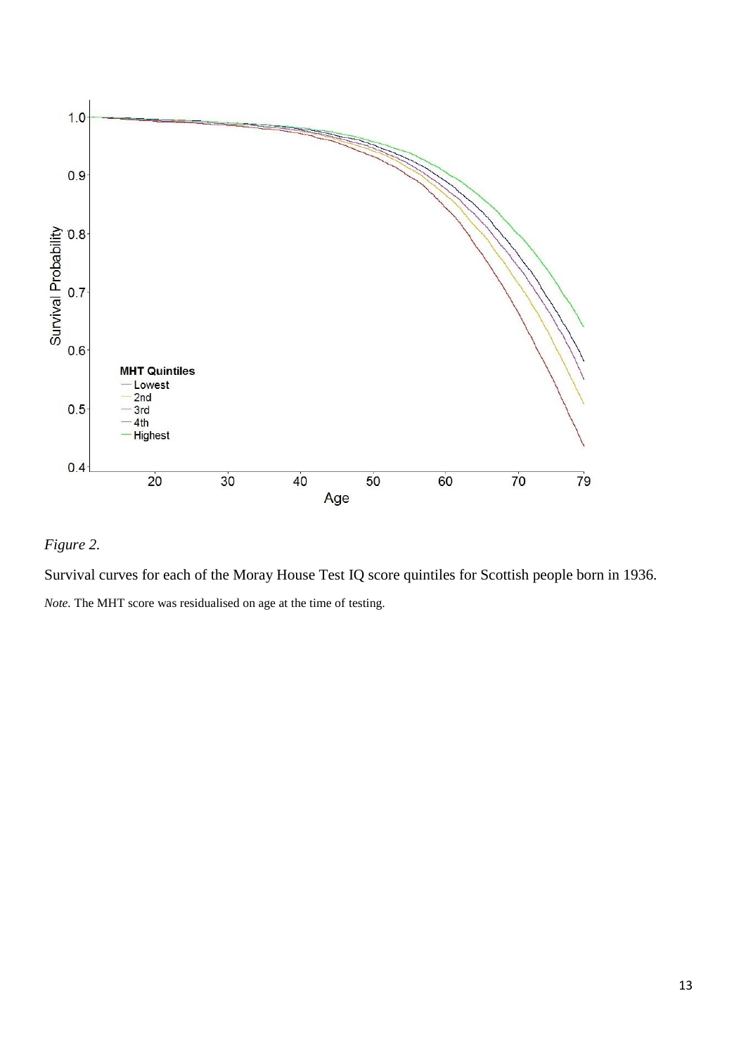*Figure 2.*

Survival curves for each of the Moray House Test IQ score quintiles for Scottish people born in 1936.

*Note.* The MHT score was residualised on age at the time of testing.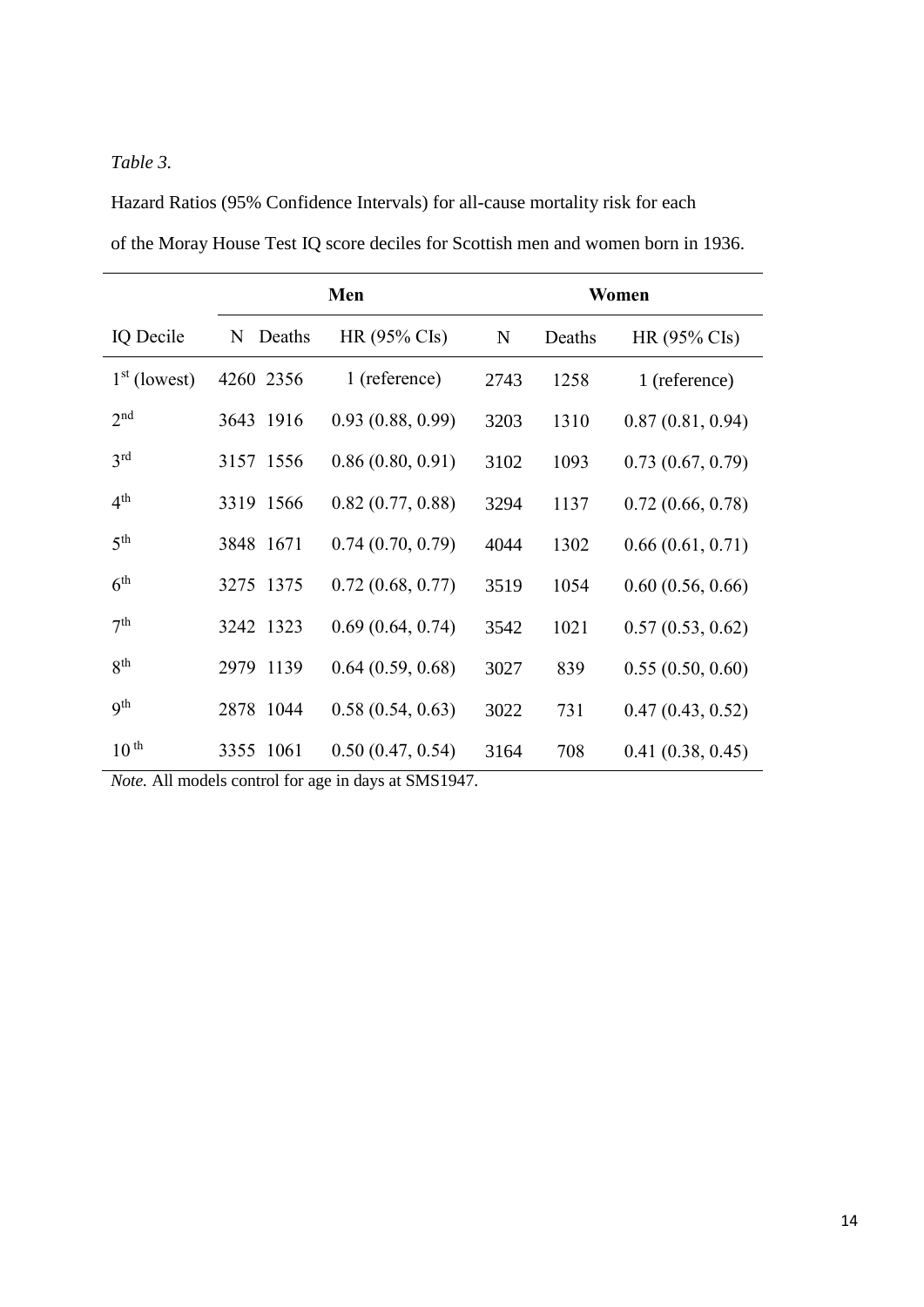*Table 3.*

Hazard Ratios (95% Confidence Intervals) for all-cause mortality risk for each of the Moray House Test IQ score deciles for Scottish men and women born in 1936.

| | Men | | | Women | | |
|---|---|---|---|---|---|---|
| IQ Decile | N | Deaths | HR (95% CIs) | N | Deaths | HR (95% CIs) |
| 1st (lowest) | 4260 | 2356 | 1 (reference) | 2743 | 1258 | 1 (reference) |
| 2nd | 3643 | 1916 | 0.93 (0.88, 0.99) | 3203 | 1310 | 0.87 (0.81, 0.94) |
| 3rd | 3157 | 1556 | 0.86 (0.80, 0.91) | 3102 | 1093 | 0.73 (0.67, 0.79) |
| 4th | 3319 | 1566 | 0.82 (0.77, 0.88) | 3294 | 1137 | 0.72 (0.66, 0.78) |
| 5th | 3848 | 1671 | 0.74 (0.70, 0.79) | 4044 | 1302 | 0.66 (0.61, 0.71) |
| 6th | 3275 | 1375 | 0.72 (0.68, 0.77) | 3519 | 1054 | 0.60 (0.56, 0.66) |
| 7th | 3242 | 1323 | 0.69 (0.64, 0.74) | 3542 | 1021 | 0.57 (0.53, 0.62) |
| 8th | 2979 | 1139 | 0.64 (0.59, 0.68) | 3027 | 839 | 0.55 (0.50, 0.60) |
| 9th | 2878 | 1044 | 0.58 (0.54, 0.63) | 3022 | 731 | 0.47 (0.43, 0.52) |
| 10th | 3355 | 1061 | 0.50 (0.47, 0.54) | 3164 | 708 | 0.41 (0.38, 0.45) |

*Note.* All models control for age in days at SMS1947.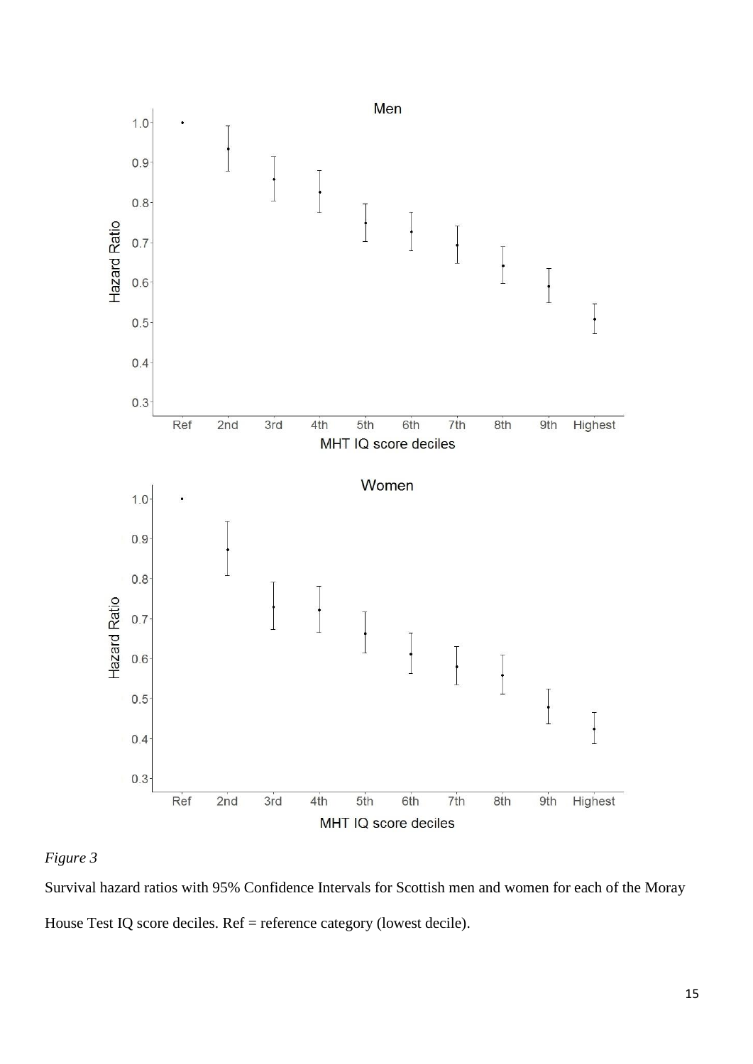*Figure 3*

Survival hazard ratios with 95% Confidence Intervals for Scottish men and women for each of the Moray House Test IQ score deciles. Ref = reference category (lowest decile).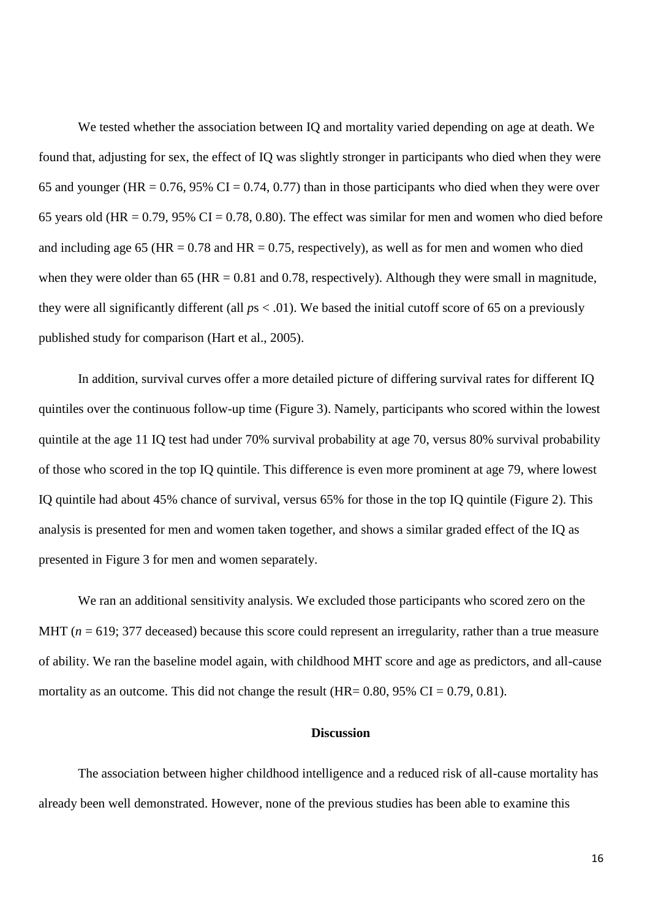We tested whether the association between IQ and mortality varied depending on age at death. We found that, adjusting for sex, the effect of IQ was slightly stronger in participants who died when they were 65 and younger (HR = 0.76, 95% CI = 0.74, 0.77) than in those participants who died when they were over 65 years old (HR = 0.79, 95% CI = 0.78, 0.80). The effect was similar for men and women who died before and including age 65 (HR = 0.78 and HR = 0.75, respectively), as well as for men and women who died when they were older than 65 (HR = 0.81 and 0.78, respectively). Although they were small in magnitude, they were all significantly different (all *p*s < .01). We based the initial cutoff score of 65 on a previously published study for comparison (Hart et al., 2005).

In addition, survival curves offer a more detailed picture of differing survival rates for different IQ quintiles over the continuous follow-up time (Figure 3). Namely, participants who scored within the lowest quintile at the age 11 IQ test had under 70% survival probability at age 70, versus 80% survival probability of those who scored in the top IQ quintile. This difference is even more prominent at age 79, where lowest IQ quintile had about 45% chance of survival, versus 65% for those in the top IQ quintile (Figure 2). This analysis is presented for men and women taken together, and shows a similar graded effect of the IQ as presented in Figure 3 for men and women separately.

We ran an additional sensitivity analysis. We excluded those participants who scored zero on the MHT (*n* = 619; 377 deceased) because this score could represent an irregularity, rather than a true measure of ability. We ran the baseline model again, with childhood MHT score and age as predictors, and all-cause mortality as an outcome. This did not change the result (HR= 0.80, 95% CI = 0.79, 0.81).

## Discussion

The association between higher childhood intelligence and a reduced risk of all-cause mortality has already been well demonstrated. However, none of the previous studies has been able to examine this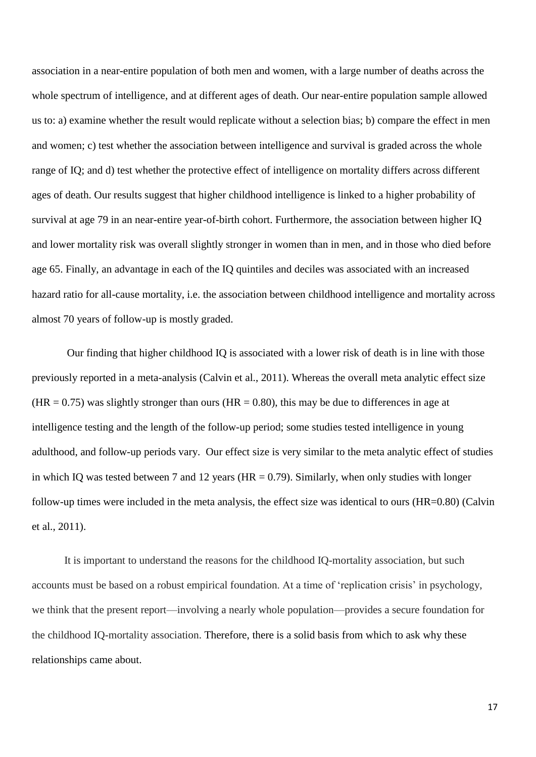association in a near-entire population of both men and women, with a large number of deaths across the whole spectrum of intelligence, and at different ages of death. Our near-entire population sample allowed us to: a) examine whether the result would replicate without a selection bias; b) compare the effect in men and women; c) test whether the association between intelligence and survival is graded across the whole range of IQ; and d) test whether the protective effect of intelligence on mortality differs across different ages of death. Our results suggest that higher childhood intelligence is linked to a higher probability of survival at age 79 in an near-entire year-of-birth cohort. Furthermore, the association between higher IQ and lower mortality risk was overall slightly stronger in women than in men, and in those who died before age 65. Finally, an advantage in each of the IQ quintiles and deciles was associated with an increased hazard ratio for all-cause mortality, i.e. the association between childhood intelligence and mortality across almost 70 years of follow-up is mostly graded.

Our finding that higher childhood IQ is associated with a lower risk of death is in line with those previously reported in a meta-analysis (Calvin et al., 2011). Whereas the overall meta analytic effect size (HR = 0.75) was slightly stronger than ours (HR = 0.80), this may be due to differences in age at intelligence testing and the length of the follow-up period; some studies tested intelligence in young adulthood, and follow-up periods vary. Our effect size is very similar to the meta analytic effect of studies in which IQ was tested between 7 and 12 years (HR = 0.79). Similarly, when only studies with longer follow-up times were included in the meta analysis, the effect size was identical to ours (HR=0.80) (Calvin et al., 2011).

It is important to understand the reasons for the childhood IQ-mortality association, but such accounts must be based on a robust empirical foundation. At a time of 'replication crisis' in psychology, we think that the present report—involving a nearly whole population—provides a secure foundation for the childhood IQ-mortality association. Therefore, there is a solid basis from which to ask why these relationships came about.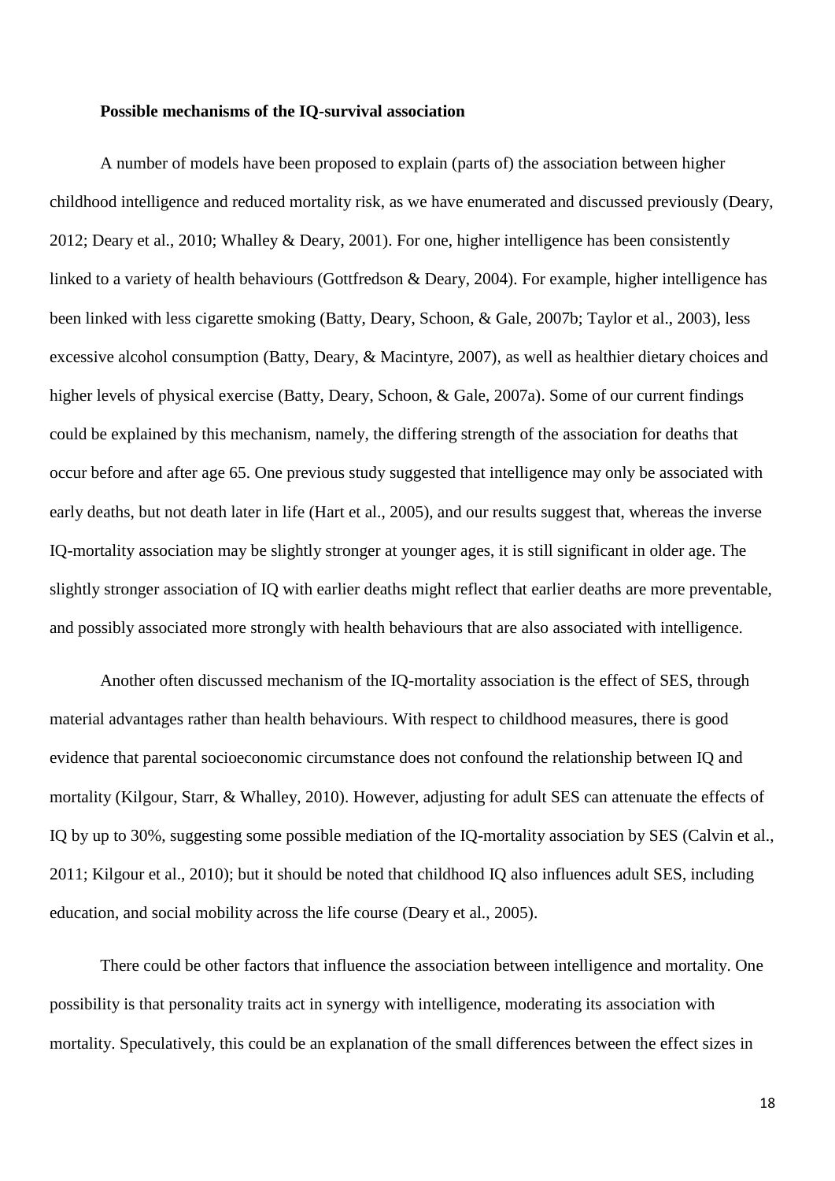**Possible mechanisms of the IQ-survival association**

A number of models have been proposed to explain (parts of) the association between higher childhood intelligence and reduced mortality risk, as we have enumerated and discussed previously (Deary, 2012; Deary et al., 2010; Whalley & Deary, 2001). For one, higher intelligence has been consistently linked to a variety of health behaviours (Gottfredson & Deary, 2004). For example, higher intelligence has been linked with less cigarette smoking (Batty, Deary, Schoon, & Gale, 2007b; Taylor et al., 2003), less excessive alcohol consumption (Batty, Deary, & Macintyre, 2007), as well as healthier dietary choices and higher levels of physical exercise (Batty, Deary, Schoon, & Gale, 2007a). Some of our current findings could be explained by this mechanism, namely, the differing strength of the association for deaths that occur before and after age 65. One previous study suggested that intelligence may only be associated with early deaths, but not death later in life (Hart et al., 2005), and our results suggest that, whereas the inverse IQ-mortality association may be slightly stronger at younger ages, it is still significant in older age. The slightly stronger association of IQ with earlier deaths might reflect that earlier deaths are more preventable, and possibly associated more strongly with health behaviours that are also associated with intelligence.

Another often discussed mechanism of the IQ-mortality association is the effect of SES, through material advantages rather than health behaviours. With respect to childhood measures, there is good evidence that parental socioeconomic circumstance does not confound the relationship between IQ and mortality (Kilgour, Starr, & Whalley, 2010). However, adjusting for adult SES can attenuate the effects of IQ by up to 30%, suggesting some possible mediation of the IQ-mortality association by SES (Calvin et al., 2011; Kilgour et al., 2010); but it should be noted that childhood IQ also influences adult SES, including education, and social mobility across the life course (Deary et al., 2005).

There could be other factors that influence the association between intelligence and mortality. One possibility is that personality traits act in synergy with intelligence, moderating its association with mortality. Speculatively, this could be an explanation of the small differences between the effect sizes in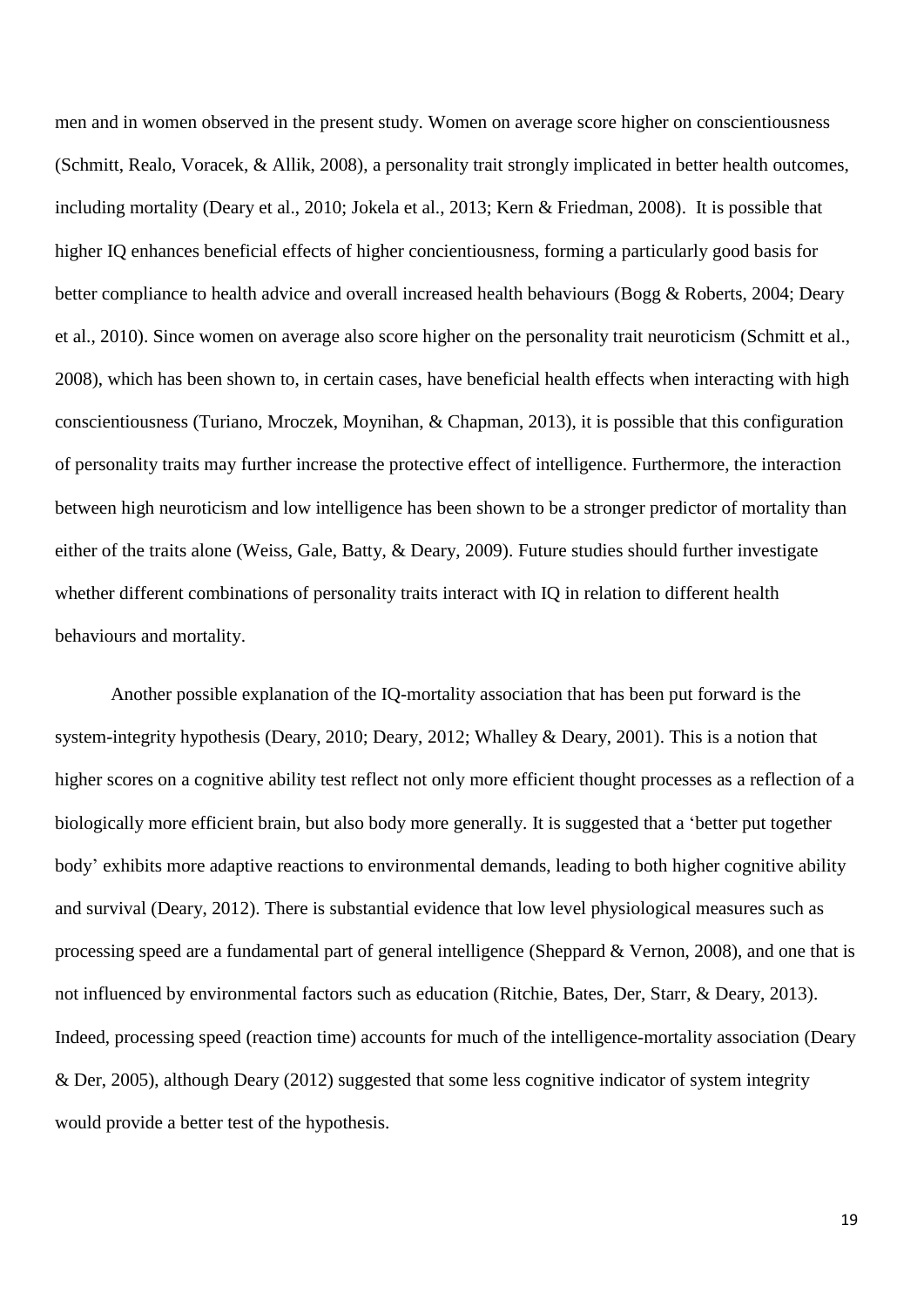men and in women observed in the present study. Women on average score higher on conscientiousness (Schmitt, Realo, Voracek, & Allik, 2008), a personality trait strongly implicated in better health outcomes, including mortality (Deary et al., 2010; Jokela et al., 2013; Kern & Friedman, 2008). It is possible that higher IQ enhances beneficial effects of higher concientiousness, forming a particularly good basis for better compliance to health advice and overall increased health behaviours (Bogg & Roberts, 2004; Deary et al., 2010). Since women on average also score higher on the personality trait neuroticism (Schmitt et al., 2008), which has been shown to, in certain cases, have beneficial health effects when interacting with high conscientiousness (Turiano, Mroczek, Moynihan, & Chapman, 2013), it is possible that this configuration of personality traits may further increase the protective effect of intelligence. Furthermore, the interaction between high neuroticism and low intelligence has been shown to be a stronger predictor of mortality than either of the traits alone (Weiss, Gale, Batty, & Deary, 2009). Future studies should further investigate whether different combinations of personality traits interact with IQ in relation to different health behaviours and mortality.

Another possible explanation of the IQ-mortality association that has been put forward is the system-integrity hypothesis (Deary, 2010; Deary, 2012; Whalley & Deary, 2001). This is a notion that higher scores on a cognitive ability test reflect not only more efficient thought processes as a reflection of a biologically more efficient brain, but also body more generally. It is suggested that a 'better put together body' exhibits more adaptive reactions to environmental demands, leading to both higher cognitive ability and survival (Deary, 2012). There is substantial evidence that low level physiological measures such as processing speed are a fundamental part of general intelligence (Sheppard & Vernon, 2008), and one that is not influenced by environmental factors such as education (Ritchie, Bates, Der, Starr, & Deary, 2013). Indeed, processing speed (reaction time) accounts for much of the intelligence-mortality association (Deary & Der, 2005), although Deary (2012) suggested that some less cognitive indicator of system integrity would provide a better test of the hypothesis.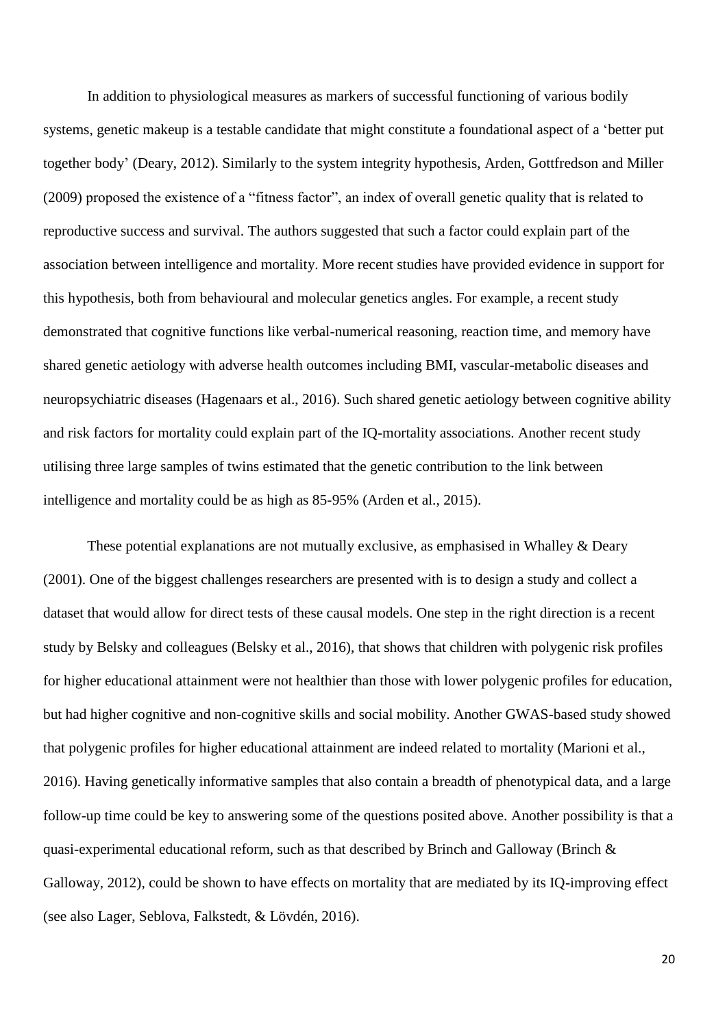In addition to physiological measures as markers of successful functioning of various bodily systems, genetic makeup is a testable candidate that might constitute a foundational aspect of a 'better put together body' (Deary, 2012). Similarly to the system integrity hypothesis, Arden, Gottfredson and Miller (2009) proposed the existence of a "fitness factor", an index of overall genetic quality that is related to reproductive success and survival. The authors suggested that such a factor could explain part of the association between intelligence and mortality. More recent studies have provided evidence in support for this hypothesis, both from behavioural and molecular genetics angles. For example, a recent study demonstrated that cognitive functions like verbal-numerical reasoning, reaction time, and memory have shared genetic aetiology with adverse health outcomes including BMI, vascular-metabolic diseases and neuropsychiatric diseases (Hagenaars et al., 2016). Such shared genetic aetiology between cognitive ability and risk factors for mortality could explain part of the IQ-mortality associations. Another recent study utilising three large samples of twins estimated that the genetic contribution to the link between intelligence and mortality could be as high as 85-95% (Arden et al., 2015).

These potential explanations are not mutually exclusive, as emphasised in Whalley & Deary (2001). One of the biggest challenges researchers are presented with is to design a study and collect a dataset that would allow for direct tests of these causal models. One step in the right direction is a recent study by Belsky and colleagues (Belsky et al., 2016), that shows that children with polygenic risk profiles for higher educational attainment were not healthier than those with lower polygenic profiles for education, but had higher cognitive and non-cognitive skills and social mobility. Another GWAS-based study showed that polygenic profiles for higher educational attainment are indeed related to mortality (Marioni et al., 2016). Having genetically informative samples that also contain a breadth of phenotypical data, and a large follow-up time could be key to answering some of the questions posited above. Another possibility is that a quasi-experimental educational reform, such as that described by Brinch and Galloway (Brinch & Galloway, 2012), could be shown to have effects on mortality that are mediated by its IQ-improving effect (see also Lager, Seblova, Falkstedt, & Lövdén, 2016).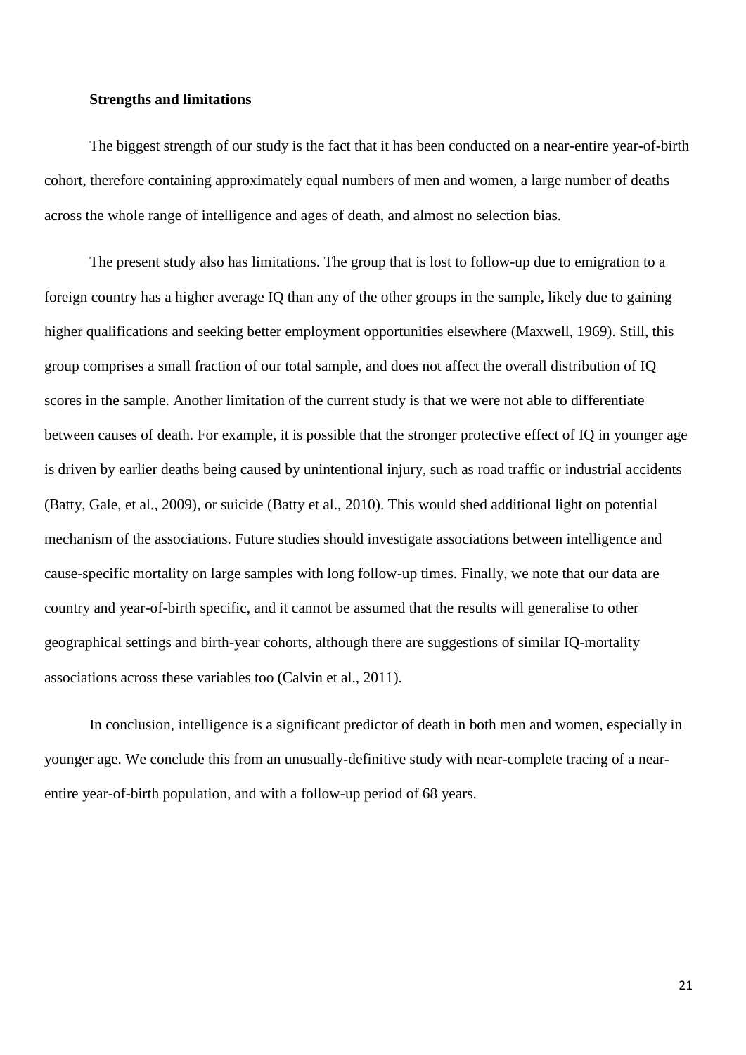**Strengths and limitations**

The biggest strength of our study is the fact that it has been conducted on a near-entire year-of-birth cohort, therefore containing approximately equal numbers of men and women, a large number of deaths across the whole range of intelligence and ages of death, and almost no selection bias.

The present study also has limitations. The group that is lost to follow-up due to emigration to a foreign country has a higher average IQ than any of the other groups in the sample, likely due to gaining higher qualifications and seeking better employment opportunities elsewhere (Maxwell, 1969). Still, this group comprises a small fraction of our total sample, and does not affect the overall distribution of IQ scores in the sample. Another limitation of the current study is that we were not able to differentiate between causes of death. For example, it is possible that the stronger protective effect of IQ in younger age is driven by earlier deaths being caused by unintentional injury, such as road traffic or industrial accidents (Batty, Gale, et al., 2009), or suicide (Batty et al., 2010). This would shed additional light on potential mechanism of the associations. Future studies should investigate associations between intelligence and cause-specific mortality on large samples with long follow-up times. Finally, we note that our data are country and year-of-birth specific, and it cannot be assumed that the results will generalise to other geographical settings and birth-year cohorts, although there are suggestions of similar IQ-mortality associations across these variables too (Calvin et al., 2011).

In conclusion, intelligence is a significant predictor of death in both men and women, especially in younger age. We conclude this from an unusually-definitive study with near-complete tracing of a near-entire year-of-birth population, and with a follow-up period of 68 years.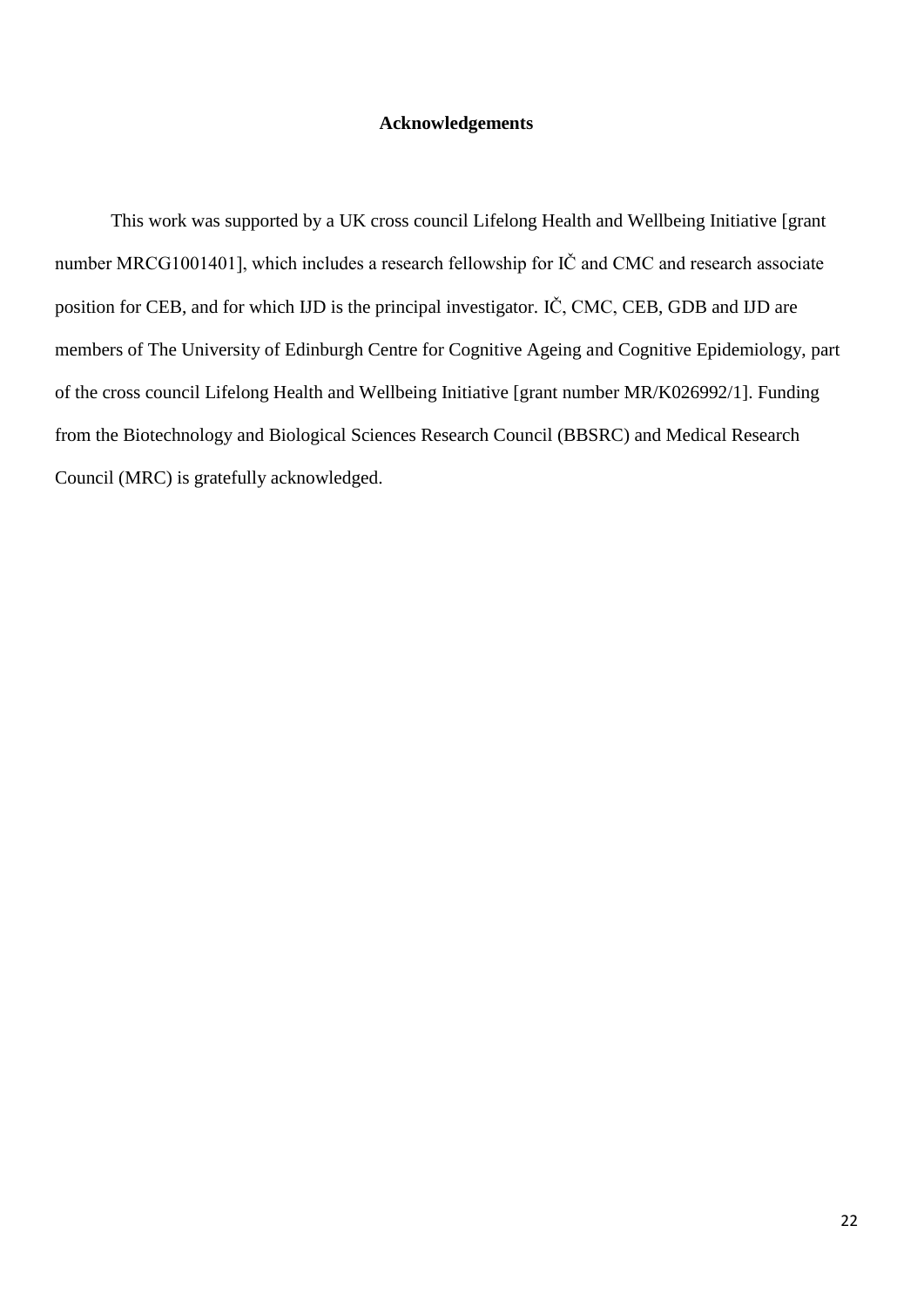## Acknowledgements

This work was supported by a UK cross council Lifelong Health and Wellbeing Initiative [grant number MRCG1001401], which includes a research fellowship for IČ and CMC and research associate position for CEB, and for which IJD is the principal investigator. IČ, CMC, CEB, GDB and IJD are members of The University of Edinburgh Centre for Cognitive Ageing and Cognitive Epidemiology, part of the cross council Lifelong Health and Wellbeing Initiative [grant number MR/K026992/1]. Funding from the Biotechnology and Biological Sciences Research Council (BBSRC) and Medical Research Council (MRC) is gratefully acknowledged.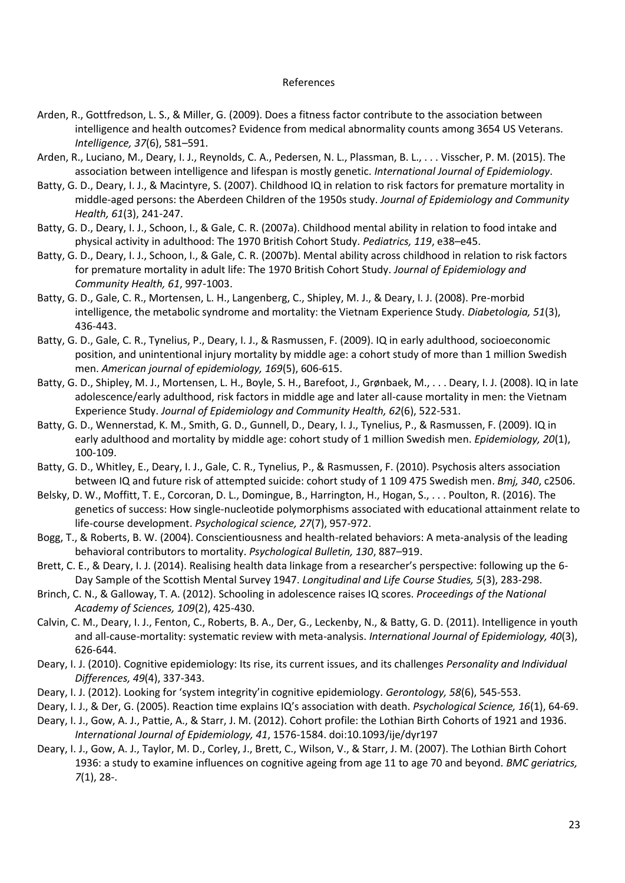# References

Arden, R., Gottfredson, L. S., & Miller, G. (2009). Does a fitness factor contribute to the association between intelligence and health outcomes? Evidence from medical abnormality counts among 3654 US Veterans. *Intelligence, 37*(6), 581–591.

Arden, R., Luciano, M., Deary, I. J., Reynolds, C. A., Pedersen, N. L., Plassman, B. L., . . . Visscher, P. M. (2015). The association between intelligence and lifespan is mostly genetic. *International Journal of Epidemiology*.

Batty, G. D., Deary, I. J., & Macintyre, S. (2007). Childhood IQ in relation to risk factors for premature mortality in middle-aged persons: the Aberdeen Children of the 1950s study. *Journal of Epidemiology and Community Health, 61*(3), 241-247.

Batty, G. D., Deary, I. J., Schoon, I., & Gale, C. R. (2007a). Childhood mental ability in relation to food intake and physical activity in adulthood: The 1970 British Cohort Study. *Pediatrics, 119*, e38–e45.

Batty, G. D., Deary, I. J., Schoon, I., & Gale, C. R. (2007b). Mental ability across childhood in relation to risk factors for premature mortality in adult life: The 1970 British Cohort Study. *Journal of Epidemiology and Community Health, 61*, 997-1003.

Batty, G. D., Gale, C. R., Mortensen, L. H., Langenberg, C., Shipley, M. J., & Deary, I. J. (2008). Pre-morbid intelligence, the metabolic syndrome and mortality: the Vietnam Experience Study. *Diabetologia, 51*(3), 436-443.

Batty, G. D., Gale, C. R., Tynelius, P., Deary, I. J., & Rasmussen, F. (2009). IQ in early adulthood, socioeconomic position, and unintentional injury mortality by middle age: a cohort study of more than 1 million Swedish men. *American journal of epidemiology, 169*(5), 606-615.

Batty, G. D., Shipley, M. J., Mortensen, L. H., Boyle, S. H., Barefoot, J., Grønbaek, M., . . . Deary, I. J. (2008). IQ in late adolescence/early adulthood, risk factors in middle age and later all-cause mortality in men: the Vietnam Experience Study. *Journal of Epidemiology and Community Health, 62*(6), 522-531.

Batty, G. D., Wennerstad, K. M., Smith, G. D., Gunnell, D., Deary, I. J., Tynelius, P., & Rasmussen, F. (2009). IQ in early adulthood and mortality by middle age: cohort study of 1 million Swedish men. *Epidemiology, 20*(1), 100-109.

Batty, G. D., Whitley, E., Deary, I. J., Gale, C. R., Tynelius, P., & Rasmussen, F. (2010). Psychosis alters association between IQ and future risk of attempted suicide: cohort study of 1 109 475 Swedish men. *Bmj, 340*, c2506.

Belsky, D. W., Moffitt, T. E., Corcoran, D. L., Domingue, B., Harrington, H., Hogan, S., . . . Poulton, R. (2016). The genetics of success: How single-nucleotide polymorphisms associated with educational attainment relate to life-course development. *Psychological science, 27*(7), 957-972.

Bogg, T., & Roberts, B. W. (2004). Conscientiousness and health-related behaviors: A meta-analysis of the leading behavioral contributors to mortality. *Psychological Bulletin, 130*, 887–919.

Brett, C. E., & Deary, I. J. (2014). Realising health data linkage from a researcher's perspective: following up the 6-Day Sample of the Scottish Mental Survey 1947. *Longitudinal and Life Course Studies, 5*(3), 283-298.

Brinch, C. N., & Galloway, T. A. (2012). Schooling in adolescence raises IQ scores. *Proceedings of the National Academy of Sciences, 109*(2), 425-430.

Calvin, C. M., Deary, I. J., Fenton, C., Roberts, B. A., Der, G., Leckenby, N., & Batty, G. D. (2011). Intelligence in youth and all-cause-mortality: systematic review with meta-analysis. *International Journal of Epidemiology, 40*(3), 626-644.

Deary, I. J. (2010). Cognitive epidemiology: Its rise, its current issues, and its challenges *Personality and Individual Differences, 49*(4), 337-343.

Deary, I. J. (2012). Looking for 'system integrity'in cognitive epidemiology. *Gerontology, 58*(6), 545-553.

Deary, I. J., & Der, G. (2005). Reaction time explains IQ's association with death. *Psychological Science, 16*(1), 64-69.

Deary, I. J., Gow, A. J., Pattie, A., & Starr, J. M. (2012). Cohort profile: the Lothian Birth Cohorts of 1921 and 1936. *International Journal of Epidemiology, 41*, 1576-1584. doi:10.1093/ije/dyr197

Deary, I. J., Gow, A. J., Taylor, M. D., Corley, J., Brett, C., Wilson, V., & Starr, J. M. (2007). The Lothian Birth Cohort 1936: a study to examine influences on cognitive ageing from age 11 to age 70 and beyond. *BMC geriatrics, 7*(1), 28-.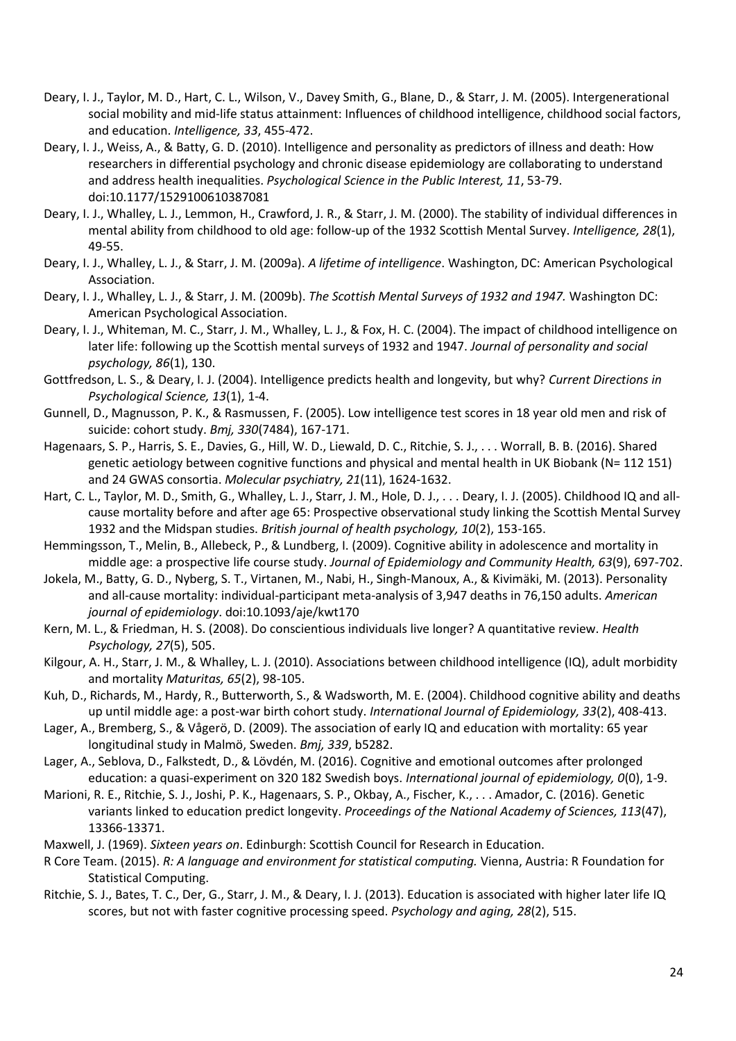Deary, I. J., Taylor, M. D., Hart, C. L., Wilson, V., Davey Smith, G., Blane, D., & Starr, J. M. (2005). Intergenerational social mobility and mid-life status attainment: Influences of childhood intelligence, childhood social factors, and education. *Intelligence, 33*, 455-472.

Deary, I. J., Weiss, A., & Batty, G. D. (2010). Intelligence and personality as predictors of illness and death: How researchers in differential psychology and chronic disease epidemiology are collaborating to understand and address health inequalities. *Psychological Science in the Public Interest, 11*, 53-79. doi:10.1177/1529100610387081

Deary, I. J., Whalley, L. J., Lemmon, H., Crawford, J. R., & Starr, J. M. (2000). The stability of individual differences in mental ability from childhood to old age: follow-up of the 1932 Scottish Mental Survey. *Intelligence, 28*(1), 49-55.

Deary, I. J., Whalley, L. J., & Starr, J. M. (2009a). *A lifetime of intelligence*. Washington, DC: American Psychological Association.

Deary, I. J., Whalley, L. J., & Starr, J. M. (2009b). *The Scottish Mental Surveys of 1932 and 1947.* Washington DC: American Psychological Association.

Deary, I. J., Whiteman, M. C., Starr, J. M., Whalley, L. J., & Fox, H. C. (2004). The impact of childhood intelligence on later life: following up the Scottish mental surveys of 1932 and 1947. *Journal of personality and social psychology, 86*(1), 130.

Gottfredson, L. S., & Deary, I. J. (2004). Intelligence predicts health and longevity, but why? *Current Directions in Psychological Science, 13*(1), 1-4.

Gunnell, D., Magnusson, P. K., & Rasmussen, F. (2005). Low intelligence test scores in 18 year old men and risk of suicide: cohort study. *Bmj, 330*(7484), 167-171.

Hagenaars, S. P., Harris, S. E., Davies, G., Hill, W. D., Liewald, D. C., Ritchie, S. J., . . . Worrall, B. B. (2016). Shared genetic aetiology between cognitive functions and physical and mental health in UK Biobank (N= 112 151) and 24 GWAS consortia. *Molecular psychiatry, 21*(11), 1624-1632.

Hart, C. L., Taylor, M. D., Smith, G., Whalley, L. J., Starr, J. M., Hole, D. J., . . . Deary, I. J. (2005). Childhood IQ and all-cause mortality before and after age 65: Prospective observational study linking the Scottish Mental Survey 1932 and the Midspan studies. *British journal of health psychology, 10*(2), 153-165.

Hemmingsson, T., Melin, B., Allebeck, P., & Lundberg, I. (2009). Cognitive ability in adolescence and mortality in middle age: a prospective life course study. *Journal of Epidemiology and Community Health, 63*(9), 697-702.

Jokela, M., Batty, G. D., Nyberg, S. T., Virtanen, M., Nabi, H., Singh-Manoux, A., & Kivimäki, M. (2013). Personality and all-cause mortality: individual-participant meta-analysis of 3,947 deaths in 76,150 adults. *American journal of epidemiology*. doi:10.1093/aje/kwt170

Kern, M. L., & Friedman, H. S. (2008). Do conscientious individuals live longer? A quantitative review. *Health Psychology, 27*(5), 505.

Kilgour, A. H., Starr, J. M., & Whalley, L. J. (2010). Associations between childhood intelligence (IQ), adult morbidity and mortality *Maturitas, 65*(2), 98-105.

Kuh, D., Richards, M., Hardy, R., Butterworth, S., & Wadsworth, M. E. (2004). Childhood cognitive ability and deaths up until middle age: a post-war birth cohort study. *International Journal of Epidemiology, 33*(2), 408-413.

Lager, A., Bremberg, S., & Vågerö, D. (2009). The association of early IQ and education with mortality: 65 year longitudinal study in Malmö, Sweden. *Bmj, 339*, b5282.

Lager, A., Seblova, D., Falkstedt, D., & Lövdén, M. (2016). Cognitive and emotional outcomes after prolonged education: a quasi-experiment on 320 182 Swedish boys. *International journal of epidemiology, 0*(0), 1-9.

Marioni, R. E., Ritchie, S. J., Joshi, P. K., Hagenaars, S. P., Okbay, A., Fischer, K., . . . Amador, C. (2016). Genetic variants linked to education predict longevity. *Proceedings of the National Academy of Sciences, 113*(47), 13366-13371.

Maxwell, J. (1969). *Sixteen years on*. Edinburgh: Scottish Council for Research in Education.

R Core Team. (2015). *R: A language and environment for statistical computing.* Vienna, Austria: R Foundation for Statistical Computing.

Ritchie, S. J., Bates, T. C., Der, G., Starr, J. M., & Deary, I. J. (2013). Education is associated with higher later life IQ scores, but not with faster cognitive processing speed. *Psychology and aging, 28*(2), 515.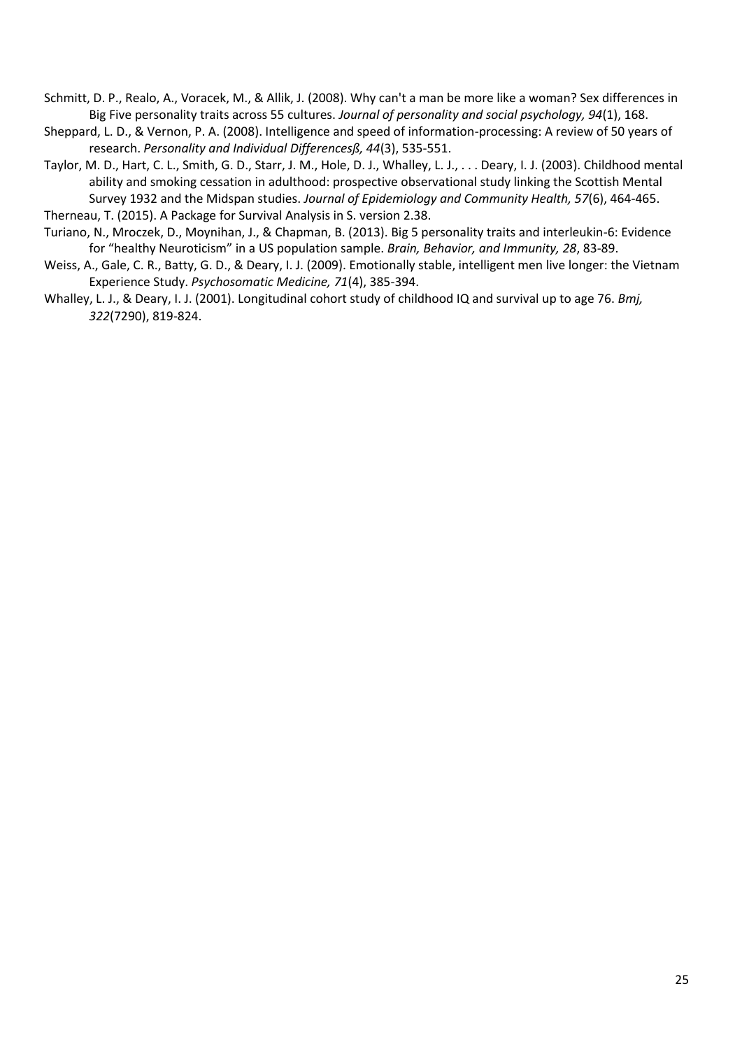Schmitt, D. P., Realo, A., Voracek, M., & Allik, J. (2008). Why can't a man be more like a woman? Sex differences in Big Five personality traits across 55 cultures. *Journal of personality and social psychology, 94*(1), 168.

Sheppard, L. D., & Vernon, P. A. (2008). Intelligence and speed of information-processing: A review of 50 years of research. *Personality and Individual Differencesß, 44*(3), 535-551.

Taylor, M. D., Hart, C. L., Smith, G. D., Starr, J. M., Hole, D. J., Whalley, L. J., . . . Deary, I. J. (2003). Childhood mental ability and smoking cessation in adulthood: prospective observational study linking the Scottish Mental Survey 1932 and the Midspan studies. *Journal of Epidemiology and Community Health, 57*(6), 464-465.

Therneau, T. (2015). A Package for Survival Analysis in S. version 2.38.

Turiano, N., Mroczek, D., Moynihan, J., & Chapman, B. (2013). Big 5 personality traits and interleukin-6: Evidence for "healthy Neuroticism" in a US population sample. *Brain, Behavior, and Immunity, 28*, 83-89.

Weiss, A., Gale, C. R., Batty, G. D., & Deary, I. J. (2009). Emotionally stable, intelligent men live longer: the Vietnam Experience Study. *Psychosomatic Medicine, 71*(4), 385-394.

Whalley, L. J., & Deary, I. J. (2001). Longitudinal cohort study of childhood IQ and survival up to age 76. *Bmj, 322*(7290), 819-824.